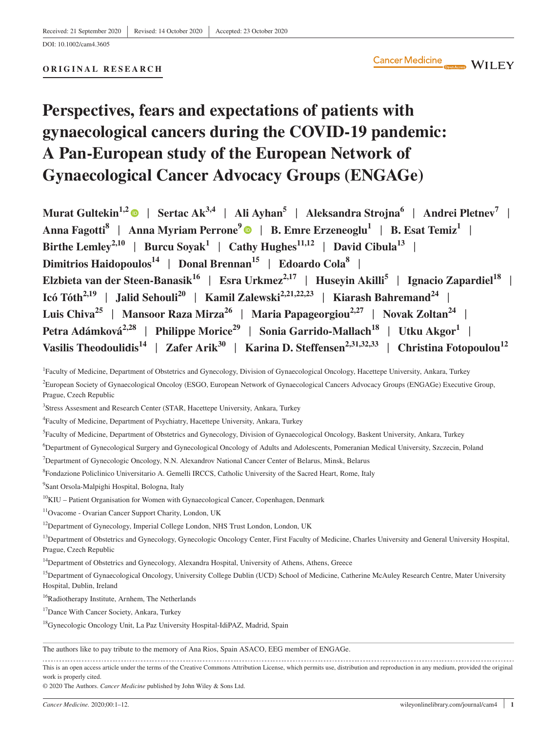Received: 21 September 2020 | Revised: 14 October 2020 | Accepted: 23 October 2020

DOI: 10.1002/cam4.3605

**ORIGINAL RESEARCH**

# Perspectives, fears and expectations of patients with gynaecological cancers during the COVID-19 pandemic: A Pan-European study of the European Network of Gynaecological Cancer Advocacy Groups (ENGAGe)

**Murat Gultekin[1,2] | Sertac Ak[3,4] | Ali Ayhan[5] | Aleksandra Strojna[6] | Andrei Pletnev[7] | Anna Fagotti[8] | Anna Myriam Perrone[9] | B. Emre Erzeneoglu[1] | B. Esat Temiz[1] | Birthe Lemley[2,10] | Burcu Soyak[1] | Cathy Hughes[11,12] | David Cibula[13] | Dimitrios Haidopoulos[14] | Donal Brennan[15] | Edoardo Cola[8] | Elzbieta van der Steen-Banasik[16] | Esra Urkmez[2,17] | Huseyin Akilli[5] | Ignacio Zapardiel[18] | Icó Tóth[2,19] | Jalid Sehouli[20] | Kamil Zalewski[2,21,22,23] | Kiarash Bahremand[24] | Luis Chiva[25] | Mansoor Raza Mirza[26] | Maria Papageorgiou[2,27] | Novak Zoltan[24] | Petra Adámková[2,28] | Philippe Morice[29] | Sonia Garrido-Mallach[18] | Utku Akgor[1] | Vasilis Theodoulidis[14] | Zafer Arik[30] | Karina D. Steffensen[2,31,32,33] | Christina Fotopoulou[12]**

[1]Faculty of Medicine, Department of Obstetrics and Gynecology, Division of Gynaecological Oncology, Hacettepe University, Ankara, Turkey

[2]European Society of Gynaecological Oncoloy (ESGO, European Network of Gynaecological Cancers Advocacy Groups (ENGAGe) Executive Group, Prague, Czech Republic

[3]Stress Assesment and Research Center (STAR, Hacettepe University, Ankara, Turkey

[4]Faculty of Medicine, Department of Psychiatry, Hacettepe University, Ankara, Turkey

[5]Faculty of Medicine, Department of Obstetrics and Gynecology, Division of Gynaecological Oncology, Baskent University, Ankara, Turkey

[6]Department of Gynecological Surgery and Gynecological Oncology of Adults and Adolescents, Pomeranian Medical University, Szczecin, Poland

[7]Department of Gynecologic Oncology, N.N. Alexandrov National Cancer Center of Belarus, Minsk, Belarus

[8]Fondazione Policlinico Universitario A. Gemelli IRCCS, Catholic University of the Sacred Heart, Rome, Italy

[9]Sant Orsola-Malpighi Hospital, Bologna, Italy

[10]KIU – Patient Organisation for Women with Gynaecological Cancer, Copenhagen, Denmark

[11]Ovacome - Ovarian Cancer Support Charity, London, UK

[12]Department of Gynecology, Imperial College London, NHS Trust London, London, UK

[13]Department of Obstetrics and Gynecology, Gynecologic Oncology Center, First Faculty of Medicine, Charles University and General University Hospital, Prague, Czech Republic

[14]Department of Obstetrics and Gynecology, Alexandra Hospital, University of Athens, Athens, Greece

[15]Department of Gynaecological Oncology, University College Dublin (UCD) School of Medicine, Catherine McAuley Research Centre, Mater University Hospital, Dublin, Ireland

[16]Radiotherapy Institute, Arnhem, The Netherlands

[17]Dance With Cancer Society, Ankara, Turkey

[18]Gynecologic Oncology Unit, La Paz University Hospital-IdiPAZ, Madrid, Spain

The authors like to pay tribute to the memory of Ana Rios, Spain ASACO, EEG member of ENGAGe.

This is an open access article under the terms of the Creative Commons Attribution License, which permits use, distribution and reproduction in any medium, provided the original work is properly cited.

© 2020 The Authors. *Cancer Medicine* published by John Wiley & Sons Ltd.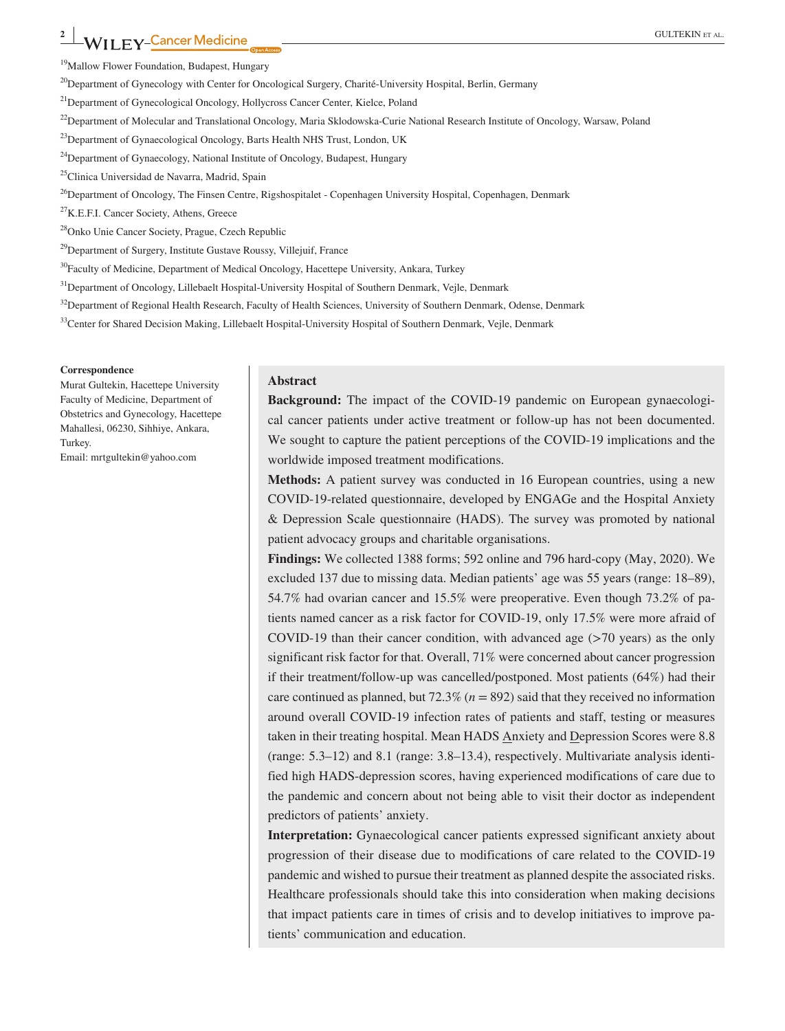[19]Mallow Flower Foundation, Budapest, Hungary

[20]Department of Gynecology with Center for Oncological Surgery, Charité-University Hospital, Berlin, Germany

[21]Department of Gynecological Oncology, Hollycross Cancer Center, Kielce, Poland

[22]Department of Molecular and Translational Oncology, Maria Sklodowska-Curie National Research Institute of Oncology, Warsaw, Poland

[23]Department of Gynaecological Oncology, Barts Health NHS Trust, London, UK

[24]Department of Gynaecology, National Institute of Oncology, Budapest, Hungary

[25]Clinica Universidad de Navarra, Madrid, Spain

[26]Department of Oncology, The Finsen Centre, Rigshospitalet - Copenhagen University Hospital, Copenhagen, Denmark

[27]K.E.F.I. Cancer Society, Athens, Greece

[28]Onko Unie Cancer Society, Prague, Czech Republic

[29]Department of Surgery, Institute Gustave Roussy, Villejuif, France

[30]Faculty of Medicine, Department of Medical Oncology, Hacettepe University, Ankara, Turkey

[31]Department of Oncology, Lillebaelt Hospital-University Hospital of Southern Denmark, Vejle, Denmark

[32]Department of Regional Health Research, Faculty of Health Sciences, University of Southern Denmark, Odense, Denmark

[33]Center for Shared Decision Making, Lillebaelt Hospital-University Hospital of Southern Denmark, Vejle, Denmark

**Correspondence**
Murat Gultekin, Hacettepe University Faculty of Medicine, Department of Obstetrics and Gynecology, Hacettepe Mahallesi, 06230, Sihhiye, Ankara, Turkey.
Email: mrtgultekin@yahoo.com

## Abstract

**Background:** The impact of the COVID-19 pandemic on European gynaecological cancer patients under active treatment or follow-up has not been documented. We sought to capture the patient perceptions of the COVID-19 implications and the worldwide imposed treatment modifications.

**Methods:** A patient survey was conducted in 16 European countries, using a new COVID-19-related questionnaire, developed by ENGAGe and the Hospital Anxiety & Depression Scale questionnaire (HADS). The survey was promoted by national patient advocacy groups and charitable organisations.

**Findings:** We collected 1388 forms; 592 online and 796 hard-copy (May, 2020). We excluded 137 due to missing data. Median patients' age was 55 years (range: 18–89), 54.7% had ovarian cancer and 15.5% were preoperative. Even though 73.2% of patients named cancer as a risk factor for COVID-19, only 17.5% were more afraid of COVID-19 than their cancer condition, with advanced age (>70 years) as the only significant risk factor for that. Overall, 71% were concerned about cancer progression if their treatment/follow-up was cancelled/postponed. Most patients (64%) had their care continued as planned, but 72.3% ($n = 892$) said that they received no information around overall COVID-19 infection rates of patients and staff, testing or measures taken in their treating hospital. Mean HADS Anxiety and Depression Scores were 8.8 (range: 5.3–12) and 8.1 (range: 3.8–13.4), respectively. Multivariate analysis identified high HADS-depression scores, having experienced modifications of care due to the pandemic and concern about not being able to visit their doctor as independent predictors of patients' anxiety.

**Interpretation:** Gynaecological cancer patients expressed significant anxiety about progression of their disease due to modifications of care related to the COVID-19 pandemic and wished to pursue their treatment as planned despite the associated risks. Healthcare professionals should take this into consideration when making decisions that impact patients care in times of crisis and to develop initiatives to improve patients' communication and education.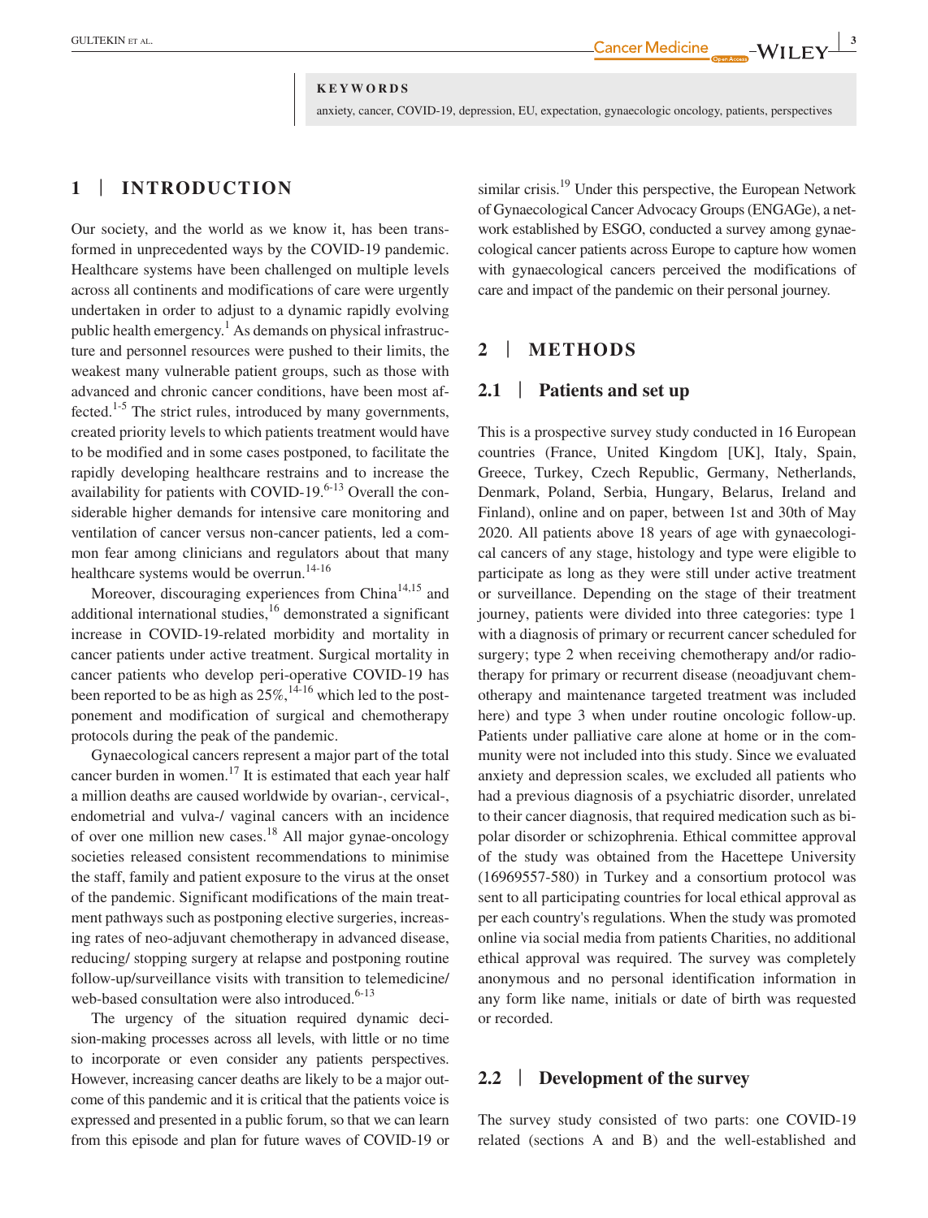**KEYWORDS**

anxiety, cancer, COVID-19, depression, EU, expectation, gynaecologic oncology, patients, perspectives

## 1 | INTRODUCTION

Our society, and the world as we know it, has been transformed in unprecedented ways by the COVID-19 pandemic. Healthcare systems have been challenged on multiple levels across all continents and modifications of care were urgently undertaken in order to adjust to a dynamic rapidly evolving public health emergency.[1] As demands on physical infrastructure and personnel resources were pushed to their limits, the weakest many vulnerable patient groups, such as those with advanced and chronic cancer conditions, have been most affected.[1-5] The strict rules, introduced by many governments, created priority levels to which patients treatment would have to be modified and in some cases postponed, to facilitate the rapidly developing healthcare restrains and to increase the availability for patients with COVID-19.[6-13] Overall the considerable higher demands for intensive care monitoring and ventilation of cancer versus non-cancer patients, led a common fear among clinicians and regulators about that many healthcare systems would be overrun.[14-16]

Moreover, discouraging experiences from China[14,15] and additional international studies,[16] demonstrated a significant increase in COVID-19-related morbidity and mortality in cancer patients under active treatment. Surgical mortality in cancer patients who develop peri-operative COVID-19 has been reported to be as high as 25%,[14-16] which led to the postponement and modification of surgical and chemotherapy protocols during the peak of the pandemic.

Gynaecological cancers represent a major part of the total cancer burden in women.[17] It is estimated that each year half a million deaths are caused worldwide by ovarian-, cervical-, endometrial and vulva-/ vaginal cancers with an incidence of over one million new cases.[18] All major gynae-oncology societies released consistent recommendations to minimise the staff, family and patient exposure to the virus at the onset of the pandemic. Significant modifications of the main treatment pathways such as postponing elective surgeries, increasing rates of neo-adjuvant chemotherapy in advanced disease, reducing/ stopping surgery at relapse and postponing routine follow-up/surveillance visits with transition to telemedicine/ web-based consultation were also introduced.[6-13]

The urgency of the situation required dynamic decision-making processes across all levels, with little or no time to incorporate or even consider any patients perspectives. However, increasing cancer deaths are likely to be a major outcome of this pandemic and it is critical that the patients voice is expressed and presented in a public forum, so that we can learn from this episode and plan for future waves of COVID-19 or similar crisis.[19] Under this perspective, the European Network of Gynaecological Cancer Advocacy Groups (ENGAGe), a network established by ESGO, conducted a survey among gynaecological cancer patients across Europe to capture how women with gynaecological cancers perceived the modifications of care and impact of the pandemic on their personal journey.

## 2 | METHODS

### 2.1 | Patients and set up

This is a prospective survey study conducted in 16 European countries (France, United Kingdom [UK], Italy, Spain, Greece, Turkey, Czech Republic, Germany, Netherlands, Denmark, Poland, Serbia, Hungary, Belarus, Ireland and Finland), online and on paper, between 1st and 30th of May 2020. All patients above 18 years of age with gynaecological cancers of any stage, histology and type were eligible to participate as long as they were still under active treatment or surveillance. Depending on the stage of their treatment journey, patients were divided into three categories: type 1 with a diagnosis of primary or recurrent cancer scheduled for surgery; type 2 when receiving chemotherapy and/or radiotherapy for primary or recurrent disease (neoadjuvant chemotherapy and maintenance targeted treatment was included here) and type 3 when under routine oncologic follow-up. Patients under palliative care alone at home or in the community were not included into this study. Since we evaluated anxiety and depression scales, we excluded all patients who had a previous diagnosis of a psychiatric disorder, unrelated to their cancer diagnosis, that required medication such as bipolar disorder or schizophrenia. Ethical committee approval of the study was obtained from the Hacettepe University (16969557-580) in Turkey and a consortium protocol was sent to all participating countries for local ethical approval as per each country's regulations. When the study was promoted online via social media from patients Charities, no additional ethical approval was required. The survey was completely anonymous and no personal identification information in any form like name, initials or date of birth was requested or recorded.

### 2.2 | Development of the survey

The survey study consisted of two parts: one COVID-19 related (sections A and B) and the well-established and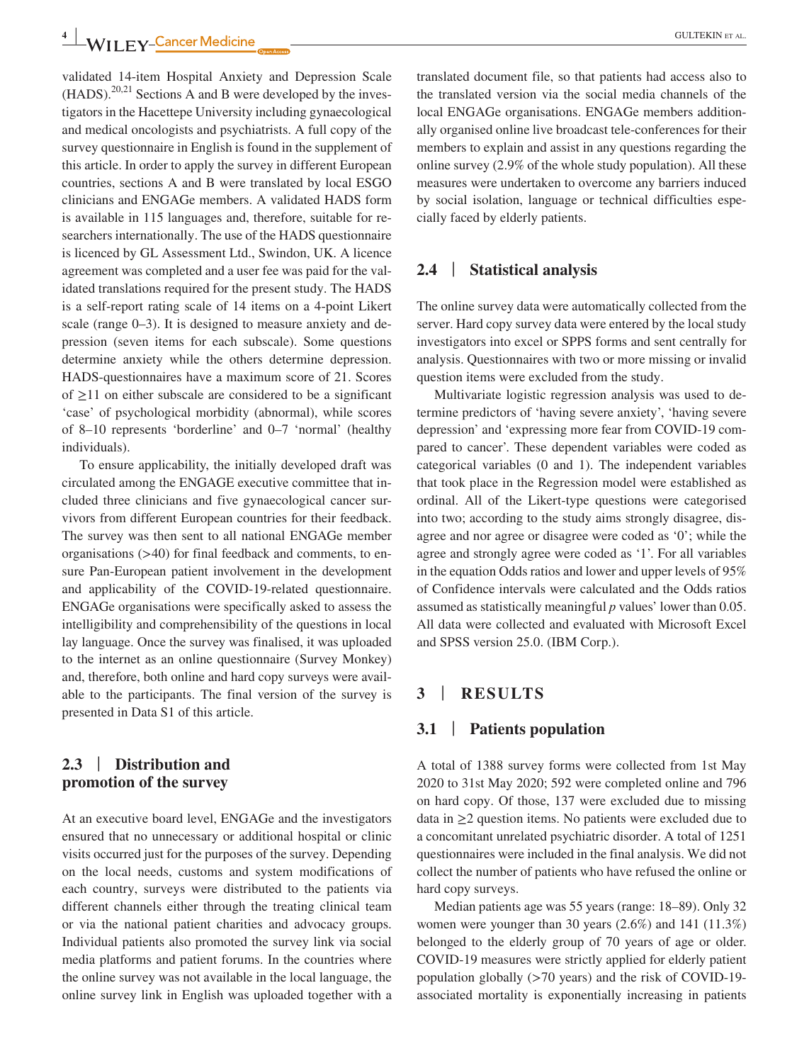validated 14-item Hospital Anxiety and Depression Scale (HADS).[20,21] Sections A and B were developed by the investigators in the Hacettepe University including gynaecological and medical oncologists and psychiatrists. A full copy of the survey questionnaire in English is found in the supplement of this article. In order to apply the survey in different European countries, sections A and B were translated by local ESGO clinicians and ENGAGe members. A validated HADS form is available in 115 languages and, therefore, suitable for researchers internationally. The use of the HADS questionnaire is licenced by GL Assessment Ltd., Swindon, UK. A licence agreement was completed and a user fee was paid for the validated translations required for the present study. The HADS is a self-report rating scale of 14 items on a 4-point Likert scale (range 0–3). It is designed to measure anxiety and depression (seven items for each subscale). Some questions determine anxiety while the others determine depression. HADS-questionnaires have a maximum score of 21. Scores of ≥11 on either subscale are considered to be a significant 'case' of psychological morbidity (abnormal), while scores of 8–10 represents 'borderline' and 0–7 'normal' (healthy individuals).

To ensure applicability, the initially developed draft was circulated among the ENGAGE executive committee that included three clinicians and five gynaecological cancer survivors from different European countries for their feedback. The survey was then sent to all national ENGAGe member organisations (>40) for final feedback and comments, to ensure Pan-European patient involvement in the development and applicability of the COVID-19-related questionnaire. ENGAGe organisations were specifically asked to assess the intelligibility and comprehensibility of the questions in local lay language. Once the survey was finalised, it was uploaded to the internet as an online questionnaire (Survey Monkey) and, therefore, both online and hard copy surveys were available to the participants. The final version of the survey is presented in Data S1 of this article.

## 2.3 | Distribution and promotion of the survey

At an executive board level, ENGAGe and the investigators ensured that no unnecessary or additional hospital or clinic visits occurred just for the purposes of the survey. Depending on the local needs, customs and system modifications of each country, surveys were distributed to the patients via different channels either through the treating clinical team or via the national patient charities and advocacy groups. Individual patients also promoted the survey link via social media platforms and patient forums. In the countries where the online survey was not available in the local language, the online survey link in English was uploaded together with a translated document file, so that patients had access also to the translated version via the social media channels of the local ENGAGe organisations. ENGAGe members additionally organised online live broadcast tele-conferences for their members to explain and assist in any questions regarding the online survey (2.9% of the whole study population). All these measures were undertaken to overcome any barriers induced by social isolation, language or technical difficulties especially faced by elderly patients.

## 2.4 | Statistical analysis

The online survey data were automatically collected from the server. Hard copy survey data were entered by the local study investigators into excel or SPPS forms and sent centrally for analysis. Questionnaires with two or more missing or invalid question items were excluded from the study.

Multivariate logistic regression analysis was used to determine predictors of 'having severe anxiety', 'having severe depression' and 'expressing more fear from COVID-19 compared to cancer'. These dependent variables were coded as categorical variables (0 and 1). The independent variables that took place in the Regression model were established as ordinal. All of the Likert-type questions were categorised into two; according to the study aims strongly disagree, disagree and nor agree or disagree were coded as '0'; while the agree and strongly agree were coded as '1'. For all variables in the equation Odds ratios and lower and upper levels of 95% of Confidence intervals were calculated and the Odds ratios assumed as statistically meaningful $p$ values' lower than 0.05. All data were collected and evaluated with Microsoft Excel and SPSS version 25.0. (IBM Corp.).

# 3 | RESULTS

## 3.1 | Patients population

A total of 1388 survey forms were collected from 1st May 2020 to 31st May 2020; 592 were completed online and 796 on hard copy. Of those, 137 were excluded due to missing data in ≥2 question items. No patients were excluded due to a concomitant unrelated psychiatric disorder. A total of 1251 questionnaires were included in the final analysis. We did not collect the number of patients who have refused the online or hard copy surveys.

Median patients age was 55 years (range: 18–89). Only 32 women were younger than 30 years (2.6%) and 141 (11.3%) belonged to the elderly group of 70 years of age or older. COVID-19 measures were strictly applied for elderly patient population globally (>70 years) and the risk of COVID-19-associated mortality is exponentially increasing in patients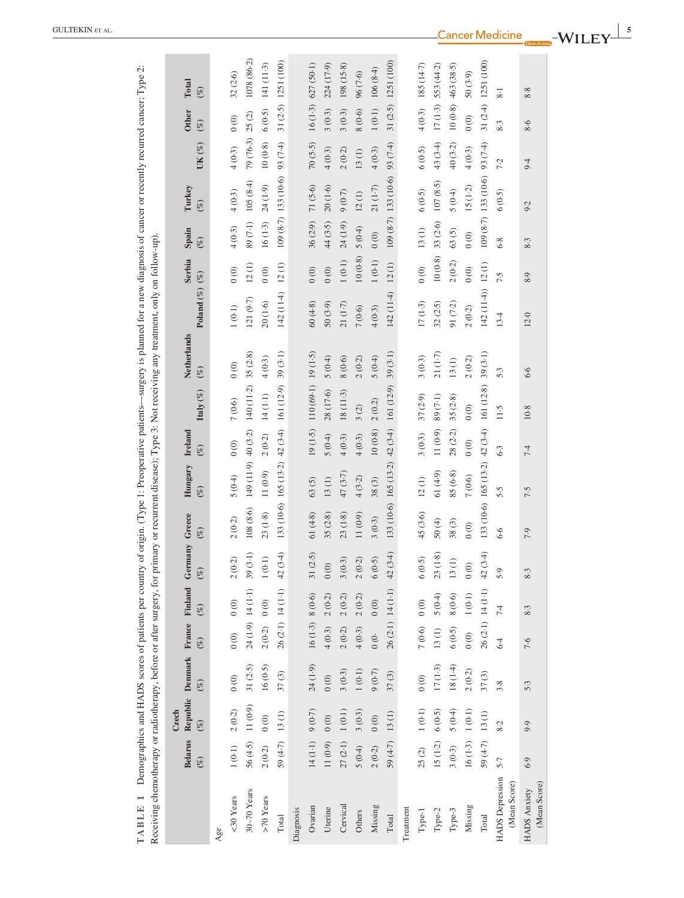**TABLE 1** Demographics and HADS scores of patients per country of origin. (Type 1: Preoperative patients—surgery is planned for a new diagnosis of cancer or recently recurred cancer; Type 2: Receiving chemotherapy or radiotherapy, before or after surgery, for primary or recurrent disease); Type 3: Not receiving any treatment, only on follow-up).

| | Belarus (%) | Czech Republic (%) | Denmark (%) | France (%) | Finland (%) | Germany (%) | Greece (%) | Hungary (%) | Ireland (%) | Italy (%) | Netherlands (%) | Poland (%) | Serbia (%) | Spain (%) | Turkey (%) | UK (%) | Other (%) | Total (%) |
|---|---|---|---|---|---|---|---|---|---|---|---|---|---|---|---|---|---|---|
| **Age** | | | | | | | | | | | | | | | | | | |
| <30 Years | 1 (0·1) | 2 (0·2) | 0 (0) | 0 (0) | 0 (0) | 2 (0·2) | 2 (0·2) | 5 (0·4) | 0 (0) | 7 (0·6) | 0 (0) | 1 (0·1) | 0 (0) | 4 (0·3) | 4 (0·3) | 4 (0·3) | 0 (0) | 32 (2·6) |
| 30–70 Years | 56 (4·5) | 11 (0·9) | 31 (2·5) | 24 (1·9) | 14 (1·1) | 39 (3·1) | 108 (8·6) | 149 (11·9) | 40 (3·2) | 140 (11·2) | 35 (2·8) | 121 (9·7) | 12 (1) | 89 (7·1) | 105 (8·4) | 79 (76·3) | 25 (2) | 1078 (86·2) |
| >70 Years | 2 (0·2) | 0 (0) | 16 (0·5) | 2 (0·2) | 0 (0) | 1 (0·1) | 23 (1·8) | 11 (0·9) | 2 (0·2) | 14 (1·1) | 4 (0·3) | 20 (1·6) | 0 (0) | 16 (1·3) | 24 (1·9) | 10 (0·8) | 6 (0·5) | 141 (11·3) |
| Total | 59 (4·7) | 13 (1) | 37 (3) | 26 (2·1) | 14 (1·1) | 42 (3·4) | 133 (10·6) | 165 (13·2) | 42 (3·4) | 161 (12·9) | 39 (3·1) | 142 (11·4) | 12 (1) | 109 (8·7) | 133 (10·6) | 93 (7·4) | 31 (2·5) | 1251 (100) |
| **Diagnosis** | | | | | | | | | | | | | | | | | | |
| Ovarian | 14 (1·1) | 9 (0·7) | 24 (1·9) | 16 (1·3) | 8 (0·6) | 31 (2·5) | 61 (4·8) | 63 (5) | 19 (1·5) | 110 (69·1) | 19 (1·5) | 60 (4·8) | 0 (0) | 36 (2·9) | 71 (5·6) | 70 (5·5) | 16 (1·3) | 627 (50·1) |
| Uterine | 11 (0·9) | 0 (0) | 0 (0) | 4 (0·3) | 2 (0·2) | 0 (0) | 35 (2·8) | 13 (1) | 5 (0·4) | 28 (17·6) | 5 (0·4) | 50 (3·9) | 0 (0) | 44 (3·5) | 20 (1·6) | 4 (0·3) | 3 (0·3) | 224 (17·9) |
| Cervical | 27 (2·1) | 1 (0·1) | 3 (0·3) | 2 (0·2) | 2 (0·2) | 3 (0·3) | 23 (1·8) | 47 (3·7) | 4 (0·3) | 18 (11·3) | 8 (0·6) | 21 (1·7) | 1 (0·1) | 24 (1·9) | 9 (0·7) | 2 (0·2) | 3 (0·3) | 198 (15·8) |
| Others | 5 (0·4) | 3 (0·3) | 1 (0·1) | 4 (0·3) | 2 (0·2) | 2 (0·2) | 11 (0·9) | 4 (3·2) | 4 (0·3) | 3 (2) | 2 (0·2) | 7 (0·6) | 10 (0·8) | 5 (0·4) | 12 (1) | 13 (1) | 8 (0·6) | 96 (7·6) |
| Missing | 2 (0·2) | 0 (0) | 9 (0·7) | 0 (0· | 0 (0) | 6 (0·5) | 3 (0·3) | 38 (3) | 10 (0·8) | 2 (0·2) | 5 (0·4) | 4 (0·3) | 1 (0·1) | 0 (0) | 21 (1·7) | 4 (0·3) | 1 (0·1) | 106 (8·4) |
| Total | 59 (4·7) | 13 (1) | 37 (3) | 26 (2·1) | 14 (1·1) | 42 (3·4) | 133 (10·6) | 165 (13·2) | 42 (3·4) | 161 (12·9) | 39 (3·1) | 142 (11·4) | 12 (1) | 109 (8·7) | 133 (10·6) | 93 (7·4) | 31 (2·5) | 1251 (100) |
| **Treatment** | | | | | | | | | | | | | | | | | | |
| Type-1 | 25 (2) | 1 (0·1) | 0 (0) | 7 (0·6) | 0 (0) | 6 (0·5) | 45 (3·6) | 12 (1) | 3 (0·3) | 37 (2·9) | 3 (0·3) | 17 (1·3) | 0 (0) | 13 (1) | 6 (0·5) | 6 (0·5) | 4 (0·3) | 185 (14·7) |
| Type-2 | 15 (1·2) | 6 (0·5) | 17 (1·3) | 13 (1) | 5 (0·4) | 23 (1·8) | 50 (4) | 61 (4·9) | 11 (0·9) | 89 (7·1) | 21 (1·7) | 32 (2·5) | 10 (0·8) | 33 (2·6) | 107 (8·5) | 43 (3·4) | 17 (1·3) | 553 (44·2) |
| Type-3 | 3 (0·3) | 5 (0·4) | 18 (1·4) | 6 (0·5) | 8 (0·6) | 13 (1) | 38 (3) | 85 (6·8) | 28 (2·2) | 35 (2·8) | 13 (1) | 91 (7·2) | 2 (0·2) | 63 (5) | 5 (0·4) | 40 (3·2) | 10 (0·8) | 463 (38·5) |
| Missing | 16 (1·3) | 1 (0·1) | 2 (0·2) | 0 (0) | 1 (0·1) | 0 (0) | 0 (0) | 7 (0·6) | 0 (0) | 0 (0) | 2 (0·2) | 2 (0·2) | 0 (0) | 0 (0) | 15 (1·2) | 4 (0·3) | 0 (0) | 50 (3·9) |
| Total | 59 (4·7) | 13 (1) | 37 (3) | 26 (2·1) | 14 (1·1) | 42 (3·4) | 133 (10·6) | 165 (13·2) | 42 (3·4) | 161 (12·8) | 39 (3·1) | 142 (11·4)) | 12 (1) | 109 (8·7) | 133 (10·6) | 93 (7·4) | 31 (2·4) | 1251 (100) |
| HADS Depression (Mean Score) | 5·7 | 8·2 | 3·8 | 6·4 | 7·4 | 5·9 | 6·6 | 5·5 | 6·3 | 11·5 | 5·3 | 13·4 | 7·5 | 6·8 | 6(0·5) | 7·2 | 8·3 | 8·1 |
| HADS Anxiety (Mean Score) | 6·9 | 9·9 | 5·3 | 7·6 | 8·3 | 8·3 | 7·9 | 7·5 | 7·4 | 10·8 | 6·6 | 12·0 | 8·9 | 8·3 | 9·2 | 9·4 | 8·6 | 8·8 |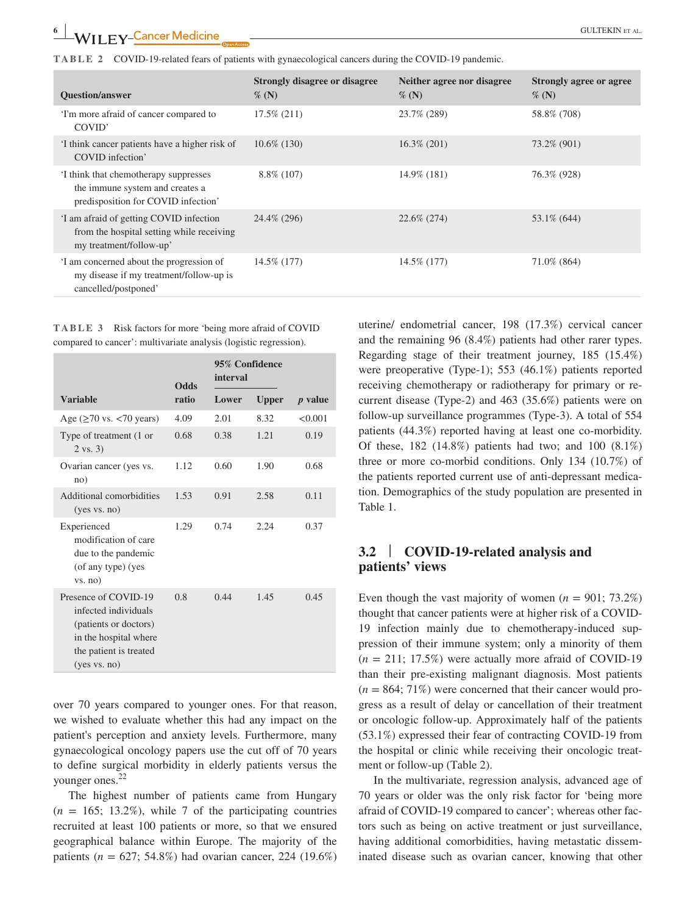**TABLE 2** COVID-19-related fears of patients with gynaecological cancers during the COVID-19 pandemic.

| Question/answer | Strongly disagree or disagree % (N) | Neither agree nor disagree % (N) | Strongly agree or agree % (N) |
|---|---|---|---|
| 'I'm more afraid of cancer compared to COVID' | 17.5% (211) | 23.7% (289) | 58.8% (708) |
| 'I think cancer patients have a higher risk of COVID infection' | 10.6% (130) | 16.3% (201) | 73.2% (901) |
| 'I think that chemotherapy suppresses the immune system and creates a predisposition for COVID infection' | 8.8% (107) | 14.9% (181) | 76.3% (928) |
| 'I am afraid of getting COVID infection from the hospital setting while receiving my treatment/follow-up' | 24.4% (296) | 22.6% (274) | 53.1% (644) |
| 'I am concerned about the progression of my disease if my treatment/follow-up is cancelled/postponed' | 14.5% (177) | 14.5% (177) | 71.0% (864) |

**TABLE 3** Risk factors for more 'being more afraid of COVID compared to cancer': multivariate analysis (logistic regression).

| Variable | Odds ratio | 95% Confidence interval | | *p* value |
|---|---|---|---|---|
| | | Lower | Upper | |
| Age (≥70 vs. <70 years) | 4.09 | 2.01 | 8.32 | <0.001 |
| Type of treatment (1 or 2 vs. 3) | 0.68 | 0.38 | 1.21 | 0.19 |
| Ovarian cancer (yes vs. no) | 1.12 | 0.60 | 1.90 | 0.68 |
| Additional comorbidities (yes vs. no) | 1.53 | 0.91 | 2.58 | 0.11 |
| Experienced modification of care due to the pandemic (of any type) (yes vs. no) | 1.29 | 0.74 | 2.24 | 0.37 |
| Presence of COVID-19 infected individuals (patients or doctors) in the hospital where the patient is treated (yes vs. no) | 0.8 | 0.44 | 1.45 | 0.45 |

over 70 years compared to younger ones. For that reason, we wished to evaluate whether this had any impact on the patient's perception and anxiety levels. Furthermore, many gynaecological oncology papers use the cut off of 70 years to define surgical morbidity in elderly patients versus the younger ones.[22]

The highest number of patients came from Hungary ($n = 165$; 13.2%), while 7 of the participating countries recruited at least 100 patients or more, so that we ensured geographical balance within Europe. The majority of the patients ($n = 627$; 54.8%) had ovarian cancer, 224 (19.6%) uterine/ endometrial cancer, 198 (17.3%) cervical cancer and the remaining 96 (8.4%) patients had other rarer types. Regarding stage of their treatment journey, 185 (15.4%) were preoperative (Type-1); 553 (46.1%) patients reported receiving chemotherapy or radiotherapy for primary or recurrent disease (Type-2) and 463 (35.6%) patients were on follow-up surveillance programmes (Type-3). A total of 554 patients (44.3%) reported having at least one co-morbidity. Of these, 182 (14.8%) patients had two; and 100 (8.1%) three or more co-morbid conditions. Only 134 (10.7%) of the patients reported current use of anti-depressant medication. Demographics of the study population are presented in Table 1.

## 3.2 | COVID-19-related analysis and patients' views

Even though the vast majority of women ($n = 901$; 73.2%) thought that cancer patients were at higher risk of a COVID-19 infection mainly due to chemotherapy-induced suppression of their immune system; only a minority of them ($n = 211$; 17.5%) were actually more afraid of COVID-19 than their pre-existing malignant diagnosis. Most patients ($n = 864$; 71%) were concerned that their cancer would progress as a result of delay or cancellation of their treatment or oncologic follow-up. Approximately half of the patients (53.1%) expressed their fear of contracting COVID-19 from the hospital or clinic while receiving their oncologic treatment or follow-up (Table 2).

In the multivariate, regression analysis, advanced age of 70 years or older was the only risk factor for 'being more afraid of COVID-19 compared to cancer'; whereas other factors such as being on active treatment or just surveillance, having additional comorbidities, having metastatic disseminated disease such as ovarian cancer, knowing that other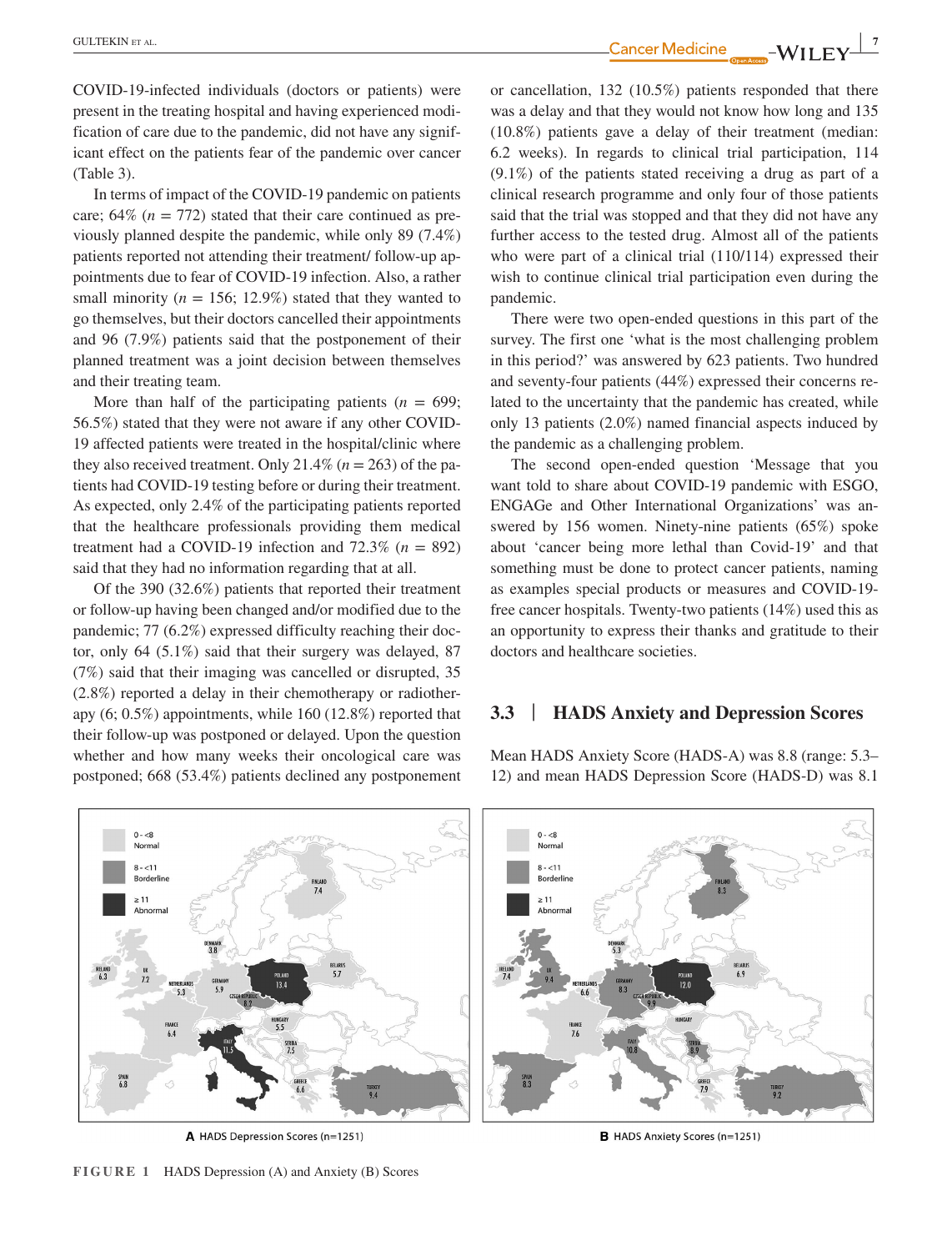COVID-19-infected individuals (doctors or patients) were present in the treating hospital and having experienced modification of care due to the pandemic, did not have any significant effect on the patients fear of the pandemic over cancer (Table 3).

In terms of impact of the COVID-19 pandemic on patients care; 64% ($n$ = 772) stated that their care continued as previously planned despite the pandemic, while only 89 (7.4%) patients reported not attending their treatment/ follow-up appointments due to fear of COVID-19 infection. Also, a rather small minority ($n$ = 156; 12.9%) stated that they wanted to go themselves, but their doctors cancelled their appointments and 96 (7.9%) patients said that the postponement of their planned treatment was a joint decision between themselves and their treating team.

More than half of the participating patients ($n$ = 699; 56.5%) stated that they were not aware if any other COVID-19 affected patients were treated in the hospital/clinic where they also received treatment. Only 21.4% ($n$ = 263) of the patients had COVID-19 testing before or during their treatment. As expected, only 2.4% of the participating patients reported that the healthcare professionals providing them medical treatment had a COVID-19 infection and 72.3% ($n$ = 892) said that they had no information regarding that at all.

Of the 390 (32.6%) patients that reported their treatment or follow-up having been changed and/or modified due to the pandemic; 77 (6.2%) expressed difficulty reaching their doctor, only 64 (5.1%) said that their surgery was delayed, 87 (7%) said that their imaging was cancelled or disrupted, 35 (2.8%) reported a delay in their chemotherapy or radiotherapy (6; 0.5%) appointments, while 160 (12.8%) reported that their follow-up was postponed or delayed. Upon the question whether and how many weeks their oncological care was postponed; 668 (53.4%) patients declined any postponement or cancellation, 132 (10.5%) patients responded that there was a delay and that they would not know how long and 135 (10.8%) patients gave a delay of their treatment (median: 6.2 weeks). In regards to clinical trial participation, 114 (9.1%) of the patients stated receiving a drug as part of a clinical research programme and only four of those patients said that the trial was stopped and that they did not have any further access to the tested drug. Almost all of the patients who were part of a clinical trial (110/114) expressed their wish to continue clinical trial participation even during the pandemic.

There were two open-ended questions in this part of the survey. The first one 'what is the most challenging problem in this period?' was answered by 623 patients. Two hundred and seventy-four patients (44%) expressed their concerns related to the uncertainty that the pandemic has created, while only 13 patients (2.0%) named financial aspects induced by the pandemic as a challenging problem.

The second open-ended question 'Message that you want told to share about COVID-19 pandemic with ESGO, ENGAGe and Other International Organizations' was answered by 156 women. Ninety-nine patients (65%) spoke about 'cancer being more lethal than Covid-19' and that something must be done to protect cancer patients, naming as examples special products or measures and COVID-19-free cancer hospitals. Twenty-two patients (14%) used this as an opportunity to express their thanks and gratitude to their doctors and healthcare societies.

## 3.3 | HADS Anxiety and Depression Scores

Mean HADS Anxiety Score (HADS-A) was 8.8 (range: 5.3–12) and mean HADS Depression Score (HADS-D) was 8.1

0 - <8
Normal
8 - <11
Borderline
≥ 11
Abnormal

FINLAND 7.4
DENMARK 3.8
IRELAND 6.3
UK 7.2
NETHERLANDS 5.3
GERMANY 5.9
POLAND 13.4
BELARUS 5.7
CZECH REPUBLIC 8.2
FRANCE 6.4
HUNGARY 5.5
ITALY 11.5
SERBIA 7.5
SPAIN 6.8
GREECE 6.6
TURKEY 9.4

**A** HADS Depression Scores (n=1251)

0 - <8
Normal
8 - <11
Borderline
≥ 11
Abnormal

FINLAND 8.3
DENMARK 5.3
IRELAND 7.4
UK 9.4
NETHERLANDS 6.6
GERMANY 8.3
POLAND 12.0
BELARUS 6.9
CZECH REPUBLIC 9.9
HUNGARY
FRANCE 7.6
ITALY 10.8
SERBIA 8.9
SPAIN 8.3
GREECE 7.9
TURKEY 9.2

**B** HADS Anxiety Scores (n=1251)

**FIGURE 1** HADS Depression (A) and Anxiety (B) Scores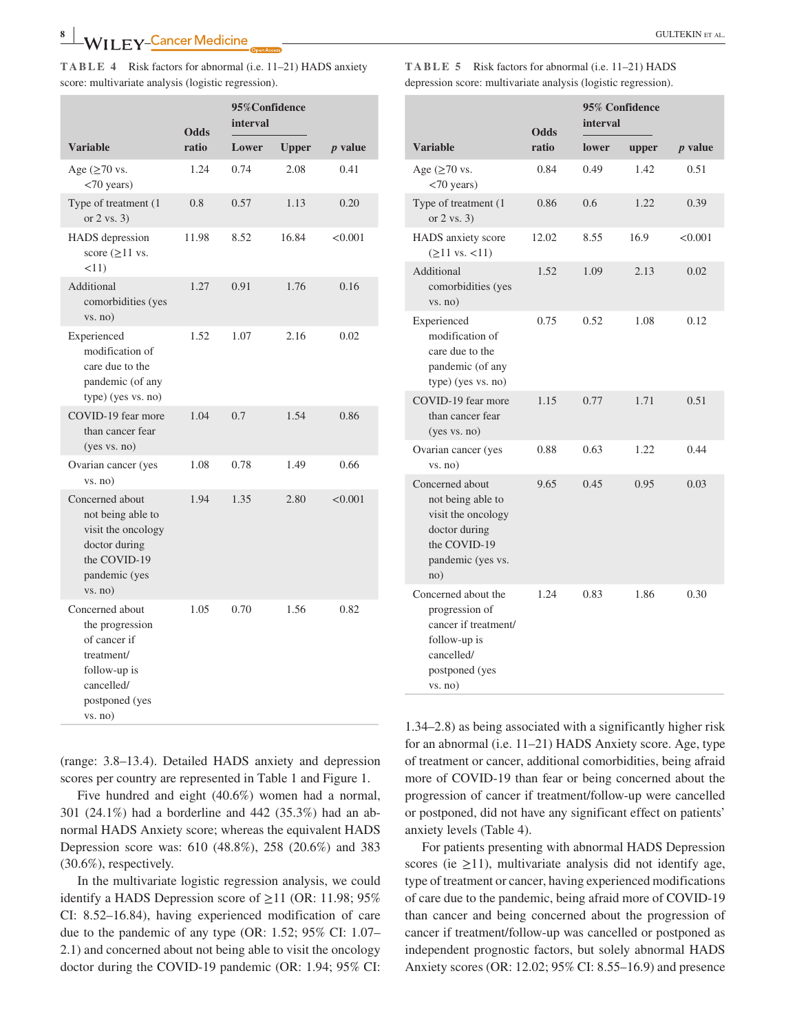**TABLE 4** Risk factors for abnormal (i.e. 11–21) HADS anxiety score: multivariate analysis (logistic regression).

| Variable | Odds ratio | 95%Confidence interval | | p value |
|---|---|---|---|---|
| | | Lower | Upper | |
| Age (≥70 vs. <70 years) | 1.24 | 0.74 | 2.08 | 0.41 |
| Type of treatment (1 or 2 vs. 3) | 0.8 | 0.57 | 1.13 | 0.20 |
| HADS depression score (≥11 vs. <11) | 11.98 | 8.52 | 16.84 | <0.001 |
| Additional comorbidities (yes vs. no) | 1.27 | 0.91 | 1.76 | 0.16 |
| Experienced modification of care due to the pandemic (of any type) (yes vs. no) | 1.52 | 1.07 | 2.16 | 0.02 |
| COVID-19 fear more than cancer fear (yes vs. no) | 1.04 | 0.7 | 1.54 | 0.86 |
| Ovarian cancer (yes vs. no) | 1.08 | 0.78 | 1.49 | 0.66 |
| Concerned about not being able to visit the oncology doctor during the COVID-19 pandemic (yes vs. no) | 1.94 | 1.35 | 2.80 | <0.001 |
| Concerned about the progression of cancer if treatment/ follow-up is cancelled/ postponed (yes vs. no) | 1.05 | 0.70 | 1.56 | 0.82 |

**TABLE 5** Risk factors for abnormal (i.e. 11–21) HADS depression score: multivariate analysis (logistic regression).

| Variable | Odds ratio | 95% Confidence interval | | p value |
|---|---|---|---|---|
| | | lower | upper | |
| Age (≥70 vs. <70 years) | 0.84 | 0.49 | 1.42 | 0.51 |
| Type of treatment (1 or 2 vs. 3) | 0.86 | 0.6 | 1.22 | 0.39 |
| HADS anxiety score (≥11 vs. <11) | 12.02 | 8.55 | 16.9 | <0.001 |
| Additional comorbidities (yes vs. no) | 1.52 | 1.09 | 2.13 | 0.02 |
| Experienced modification of care due to the pandemic (of any type) (yes vs. no) | 0.75 | 0.52 | 1.08 | 0.12 |
| COVID-19 fear more than cancer fear (yes vs. no) | 1.15 | 0.77 | 1.71 | 0.51 |
| Ovarian cancer (yes vs. no) | 0.88 | 0.63 | 1.22 | 0.44 |
| Concerned about not being able to visit the oncology doctor during the COVID-19 pandemic (yes vs. no) | 9.65 | 0.45 | 0.95 | 0.03 |
| Concerned about the progression of cancer if treatment/ follow-up is cancelled/ postponed (yes vs. no) | 1.24 | 0.83 | 1.86 | 0.30 |

(range: 3.8–13.4). Detailed HADS anxiety and depression scores per country are represented in Table 1 and Figure 1.

Five hundred and eight (40.6%) women had a normal, 301 (24.1%) had a borderline and 442 (35.3%) had an abnormal HADS Anxiety score; whereas the equivalent HADS Depression score was: 610 (48.8%), 258 (20.6%) and 383 (30.6%), respectively.

In the multivariate logistic regression analysis, we could identify a HADS Depression score of ≥11 (OR: 11.98; 95% CI: 8.52–16.84), having experienced modification of care due to the pandemic of any type (OR: 1.52; 95% CI: 1.07–2.1) and concerned about not being able to visit the oncology doctor during the COVID-19 pandemic (OR: 1.94; 95% CI: 1.34–2.8) as being associated with a significantly higher risk for an abnormal (i.e. 11–21) HADS Anxiety score. Age, type of treatment or cancer, additional comorbidities, being afraid more of COVID-19 than fear or being concerned about the progression of cancer if treatment/follow-up were cancelled or postponed, did not have any significant effect on patients' anxiety levels (Table 4).

For patients presenting with abnormal HADS Depression scores (ie ≥11), multivariate analysis did not identify age, type of treatment or cancer, having experienced modifications of care due to the pandemic, being afraid more of COVID-19 than cancer and being concerned about the progression of cancer if treatment/follow-up was cancelled or postponed as independent prognostic factors, but solely abnormal HADS Anxiety scores (OR: 12.02; 95% CI: 8.55–16.9) and presence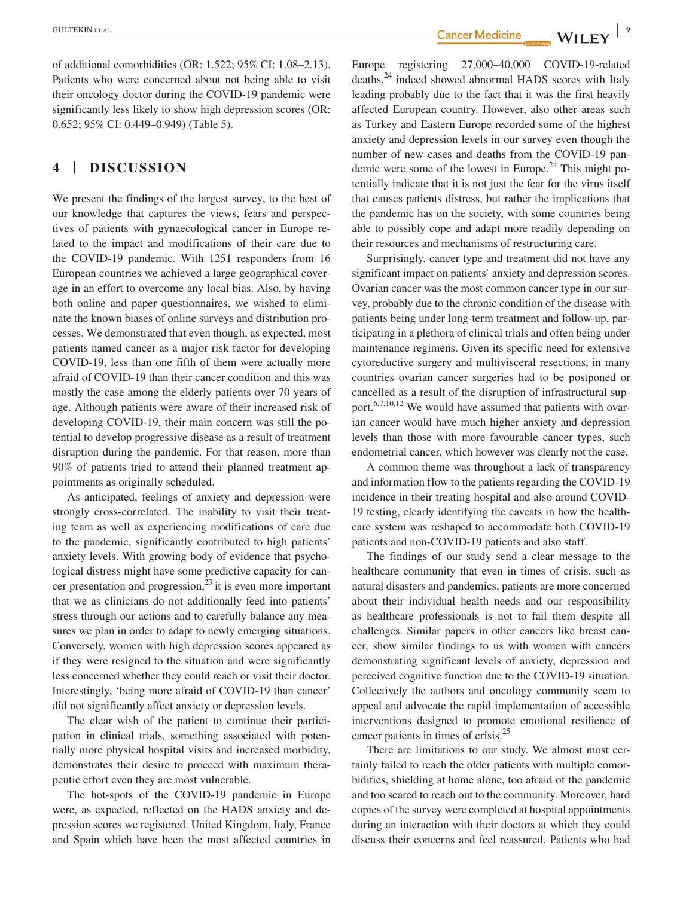of additional comorbidities (OR: 1.522; 95% CI: 1.08–2.13). Patients who were concerned about not being able to visit their oncology doctor during the COVID-19 pandemic were significantly less likely to show high depression scores (OR: 0.652; 95% CI: 0.449–0.949) (Table 5).

## 4 | DISCUSSION

We present the findings of the largest survey, to the best of our knowledge that captures the views, fears and perspectives of patients with gynaecological cancer in Europe related to the impact and modifications of their care due to the COVID-19 pandemic. With 1251 responders from 16 European countries we achieved a large geographical coverage in an effort to overcome any local bias. Also, by having both online and paper questionnaires, we wished to eliminate the known biases of online surveys and distribution processes. We demonstrated that even though, as expected, most patients named cancer as a major risk factor for developing COVID-19, less than one fifth of them were actually more afraid of COVID-19 than their cancer condition and this was mostly the case among the elderly patients over 70 years of age. Although patients were aware of their increased risk of developing COVID-19, their main concern was still the potential to develop progressive disease as a result of treatment disruption during the pandemic. For that reason, more than 90% of patients tried to attend their planned treatment appointments as originally scheduled.

As anticipated, feelings of anxiety and depression were strongly cross-correlated. The inability to visit their treating team as well as experiencing modifications of care due to the pandemic, significantly contributed to high patients' anxiety levels. With growing body of evidence that psychological distress might have some predictive capacity for cancer presentation and progression,[23] it is even more important that we as clinicians do not additionally feed into patients' stress through our actions and to carefully balance any measures we plan in order to adapt to newly emerging situations. Conversely, women with high depression scores appeared as if they were resigned to the situation and were significantly less concerned whether they could reach or visit their doctor. Interestingly, 'being more afraid of COVID-19 than cancer' did not significantly affect anxiety or depression levels.

The clear wish of the patient to continue their participation in clinical trials, something associated with potentially more physical hospital visits and increased morbidity, demonstrates their desire to proceed with maximum therapeutic effort even they are most vulnerable.

The hot-spots of the COVID-19 pandemic in Europe were, as expected, reflected on the HADS anxiety and depression scores we registered. United Kingdom, Italy, France and Spain which have been the most affected countries in Europe registering 27,000–40,000 COVID-19-related deaths,[24] indeed showed abnormal HADS scores with Italy leading probably due to the fact that it was the first heavily affected European country. However, also other areas such as Turkey and Eastern Europe recorded some of the highest anxiety and depression levels in our survey even though the number of new cases and deaths from the COVID-19 pandemic were some of the lowest in Europe.[24] This might potentially indicate that it is not just the fear for the virus itself that causes patients distress, but rather the implications that the pandemic has on the society, with some countries being able to possibly cope and adapt more readily depending on their resources and mechanisms of restructuring care.

Surprisingly, cancer type and treatment did not have any significant impact on patients' anxiety and depression scores. Ovarian cancer was the most common cancer type in our survey, probably due to the chronic condition of the disease with patients being under long-term treatment and follow-up, participating in a plethora of clinical trials and often being under maintenance regimens. Given its specific need for extensive cytoreductive surgery and multivisceral resections, in many countries ovarian cancer surgeries had to be postponed or cancelled as a result of the disruption of infrastructural support.[6,7,10,12] We would have assumed that patients with ovarian cancer would have much higher anxiety and depression levels than those with more favourable cancer types, such endometrial cancer, which however was clearly not the case.

A common theme was throughout a lack of transparency and information flow to the patients regarding the COVID-19 incidence in their treating hospital and also around COVID-19 testing, clearly identifying the caveats in how the healthcare system was reshaped to accommodate both COVID-19 patients and non-COVID-19 patients and also staff.

The findings of our study send a clear message to the healthcare community that even in times of crisis, such as natural disasters and pandemics, patients are more concerned about their individual health needs and our responsibility as healthcare professionals is not to fail them despite all challenges. Similar papers in other cancers like breast cancer, show similar findings to us with women with cancers demonstrating significant levels of anxiety, depression and perceived cognitive function due to the COVID-19 situation. Collectively the authors and oncology community seem to appeal and advocate the rapid implementation of accessible interventions designed to promote emotional resilience of cancer patients in times of crisis.[25]

There are limitations to our study. We almost most certainly failed to reach the older patients with multiple comorbidities, shielding at home alone, too afraid of the pandemic and too scared to reach out to the community. Moreover, hard copies of the survey were completed at hospital appointments during an interaction with their doctors at which they could discuss their concerns and feel reassured. Patients who had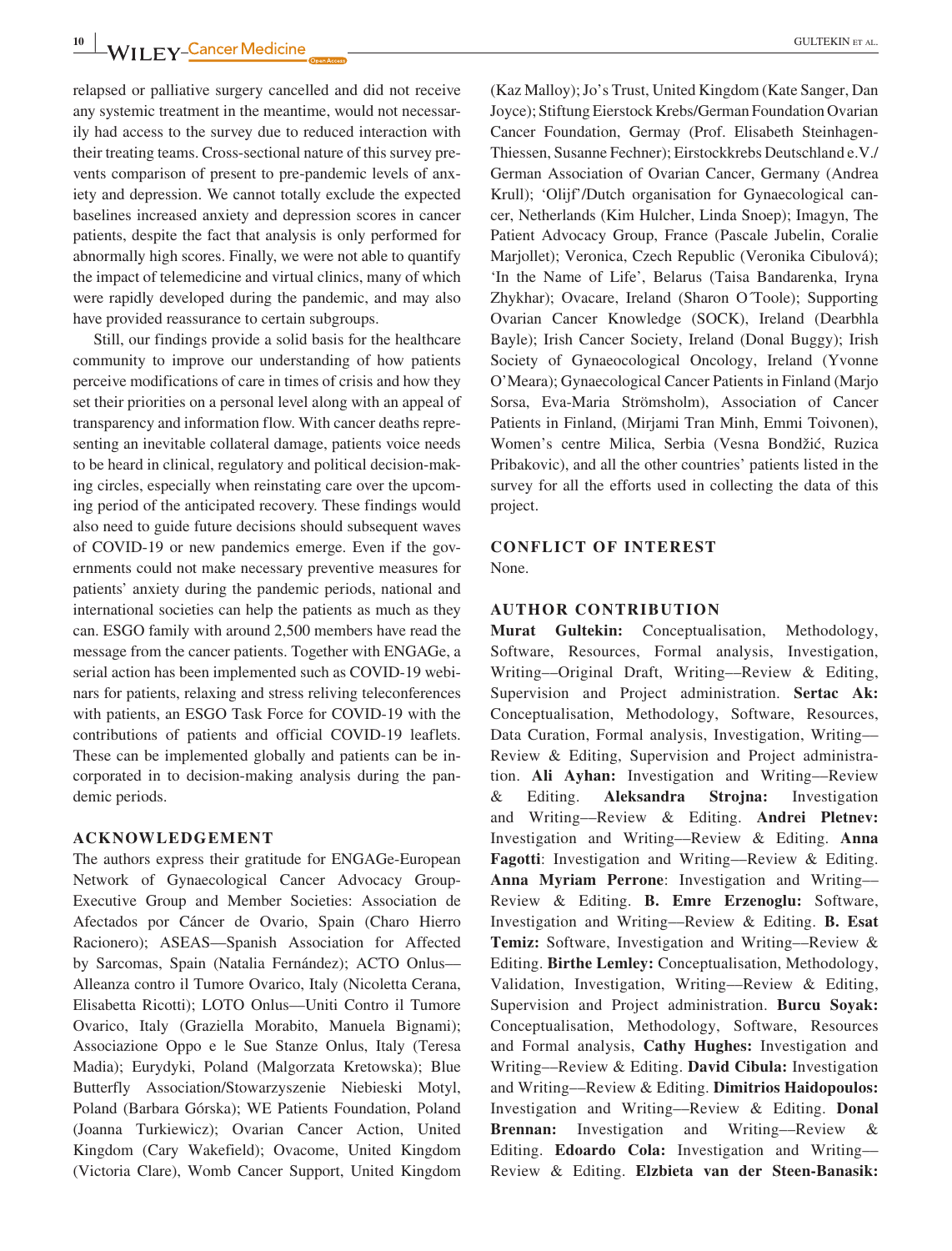relapsed or palliative surgery cancelled and did not receive any systemic treatment in the meantime, would not necessarily had access to the survey due to reduced interaction with their treating teams. Cross-sectional nature of this survey prevents comparison of present to pre-pandemic levels of anxiety and depression. We cannot totally exclude the expected baselines increased anxiety and depression scores in cancer patients, despite the fact that analysis is only performed for abnormally high scores. Finally, we were not able to quantify the impact of telemedicine and virtual clinics, many of which were rapidly developed during the pandemic, and may also have provided reassurance to certain subgroups.

Still, our findings provide a solid basis for the healthcare community to improve our understanding of how patients perceive modifications of care in times of crisis and how they set their priorities on a personal level along with an appeal of transparency and information flow. With cancer deaths representing an inevitable collateral damage, patients voice needs to be heard in clinical, regulatory and political decision-making circles, especially when reinstating care over the upcoming period of the anticipated recovery. These findings would also need to guide future decisions should subsequent waves of COVID-19 or new pandemics emerge. Even if the governments could not make necessary preventive measures for patients' anxiety during the pandemic periods, national and international societies can help the patients as much as they can. ESGO family with around 2,500 members have read the message from the cancer patients. Together with ENGAGe, a serial action has been implemented such as COVID-19 webinars for patients, relaxing and stress reliving teleconferences with patients, an ESGO Task Force for COVID-19 with the contributions of patients and official COVID-19 leaflets. These can be implemented globally and patients can be incorporated in to decision-making analysis during the pandemic periods.

## ACKNOWLEDGEMENT

The authors express their gratitude for ENGAGe-European Network of Gynaecological Cancer Advocacy Group-Executive Group and Member Societies: Association de Afectados por Cáncer de Ovario, Spain (Charo Hierro Racionero); ASEAS—Spanish Association for Affected by Sarcomas, Spain (Natalia Fernández); ACTO Onlus—Alleanza contro il Tumore Ovarico, Italy (Nicoletta Cerana, Elisabetta Ricotti); LOTO Onlus—Uniti Contro il Tumore Ovarico, Italy (Graziella Morabito, Manuela Bignami); Associazione Oppo e le Sue Stanze Onlus, Italy (Teresa Madia); Eurydyki, Poland (Malgorzata Kretowska); Blue Butterfly Association/Stowarzyszenie Niebieski Motyl, Poland (Barbara Górska); WE Patients Foundation, Poland (Joanna Turkiewicz); Ovarian Cancer Action, United Kingdom (Cary Wakefield); Ovacome, United Kingdom (Victoria Clare), Womb Cancer Support, United Kingdom (Kaz Malloy); Jo's Trust, United Kingdom (Kate Sanger, Dan Joyce); Stiftung Eierstock Krebs/German Foundation Ovarian Cancer Foundation, Germay (Prof. Elisabeth Steinhagen-Thiessen, Susanne Fechner); Eirstockkrebs Deutschland e.V./German Association of Ovarian Cancer, Germany (Andrea Krull); 'Olijf'/Dutch organisation for Gynaecological cancer, Netherlands (Kim Hulcher, Linda Snoep); Imagyn, The Patient Advocacy Group, France (Pascale Jubelin, Coralie Marjollet); Veronica, Czech Republic (Veronika Cibulová); 'In the Name of Life', Belarus (Taisa Bandarenka, Iryna Zhykhar); Ovacare, Ireland (Sharon O´Toole); Supporting Ovarian Cancer Knowledge (SOCK), Ireland (Dearbhla Bayle); Irish Cancer Society, Ireland (Donal Buggy); Irish Society of Gynaeocological Oncology, Ireland (Yvonne O'Meara); Gynaecological Cancer Patients in Finland (Marjo Sorsa, Eva-Maria Strömsholm), Association of Cancer Patients in Finland, (Mirjami Tran Minh, Emmi Toivonen), Women's centre Milica, Serbia (Vesna Bondžić, Ruzica Pribakovic), and all the other countries' patients listed in the survey for all the efforts used in collecting the data of this project.

## CONFLICT OF INTEREST

None.

## AUTHOR CONTRIBUTION

**Murat Gultekin:** Conceptualisation, Methodology, Software, Resources, Formal analysis, Investigation, Writing—Original Draft, Writing—Review & Editing, Supervision and Project administration. **Sertac Ak:** Conceptualisation, Methodology, Software, Resources, Data Curation, Formal analysis, Investigation, Writing—Review & Editing, Supervision and Project administration. **Ali Ayhan:** Investigation and Writing—Review & Editing. **Aleksandra Strojna:** Investigation and Writing—Review & Editing. **Andrei Pletnev:** Investigation and Writing—Review & Editing. **Anna Fagotti**: Investigation and Writing—Review & Editing. **Anna Myriam Perrone**: Investigation and Writing—Review & Editing. **B. Emre Erzenoglu:** Software, Investigation and Writing—Review & Editing. **B. Esat Temiz:** Software, Investigation and Writing—Review & Editing. **Birthe Lemley:** Conceptualisation, Methodology, Validation, Investigation, Writing—Review & Editing, Supervision and Project administration. **Burcu Soyak:** Conceptualisation, Methodology, Software, Resources and Formal analysis, **Cathy Hughes:** Investigation and Writing—Review & Editing. **David Cibula:** Investigation and Writing—Review & Editing. **Dimitrios Haidopoulos:** Investigation and Writing—Review & Editing. **Donal Brennan:** Investigation and Writing—Review & Editing. **Edoardo Cola:** Investigation and Writing—Review & Editing. **Elzbieta van der Steen-Banasik:**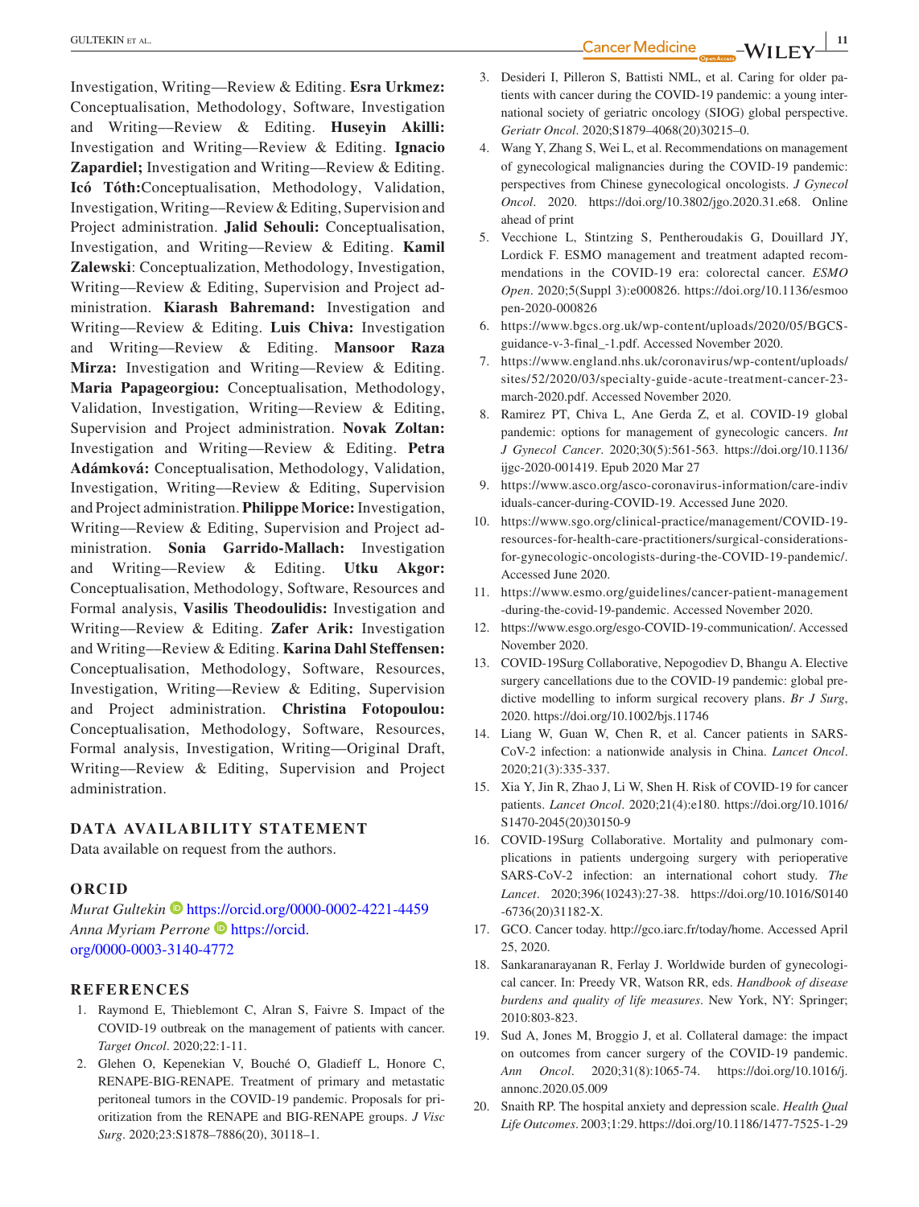Investigation, Writing—Review & Editing. **Esra Urkmez:** Conceptualisation, Methodology, Software, Investigation and Writing—Review & Editing. **Huseyin Akilli:** Investigation and Writing—Review & Editing. **Ignacio Zapardiel;** Investigation and Writing—Review & Editing. **Icó Tóth:**Conceptualisation, Methodology, Validation, Investigation, Writing—Review & Editing, Supervision and Project administration. **Jalid Sehouli:** Conceptualisation, Investigation, and Writing—Review & Editing. **Kamil Zalewski**: Conceptualization, Methodology, Investigation, Writing—Review & Editing, Supervision and Project administration. **Kiarash Bahremand:** Investigation and Writing—Review & Editing. **Luis Chiva:** Investigation and Writing—Review & Editing. **Mansoor Raza Mirza:** Investigation and Writing—Review & Editing. **Maria Papageorgiou:** Conceptualisation, Methodology, Validation, Investigation, Writing—Review & Editing, Supervision and Project administration. **Novak Zoltan:** Investigation and Writing—Review & Editing. **Petra Adámková:** Conceptualisation, Methodology, Validation, Investigation, Writing—Review & Editing, Supervision and Project administration. **Philippe Morice:** Investigation, Writing—Review & Editing, Supervision and Project administration. **Sonia Garrido-Mallach:** Investigation and Writing—Review & Editing. **Utku Akgor:** Conceptualisation, Methodology, Software, Resources and Formal analysis, **Vasilis Theodoulidis:** Investigation and Writing—Review & Editing. **Zafer Arik:** Investigation and Writing—Review & Editing. **Karina Dahl Steffensen:** Conceptualisation, Methodology, Software, Resources, Investigation, Writing—Review & Editing, Supervision and Project administration. **Christina Fotopoulou:** Conceptualisation, Methodology, Software, Resources, Formal analysis, Investigation, Writing—Original Draft, Writing—Review & Editing, Supervision and Project administration.

## DATA AVAILABILITY STATEMENT

Data available on request from the authors.

## ORCID

*Murat Gultekin* https://orcid.org/0000-0002-4221-4459
*Anna Myriam Perrone* https://orcid.org/0000-0003-3140-4772

## REFERENCES

1. Raymond E, Thieblemont C, Alran S, Faivre S. Impact of the COVID-19 outbreak on the management of patients with cancer. *Target Oncol*. 2020;22:1-11.
2. Glehen O, Kepenekian V, Bouché O, Gladieff L, Honore C, RENAPE-BIG-RENAPE. Treatment of primary and metastatic peritoneal tumors in the COVID-19 pandemic. Proposals for prioritization from the RENAPE and BIG-RENAPE groups. *J Visc Surg*. 2020;23:S1878–7886(20), 30118–1.
3. Desideri I, Pilleron S, Battisti NML, et al. Caring for older patients with cancer during the COVID-19 pandemic: a young international society of geriatric oncology (SIOG) global perspective. *Geriatr Oncol*. 2020;S1879–4068(20)30215–0.
4. Wang Y, Zhang S, Wei L, et al. Recommendations on management of gynecological malignancies during the COVID-19 pandemic: perspectives from Chinese gynecological oncologists. *J Gynecol Oncol*. 2020. https://doi.org/10.3802/jgo.2020.31.e68. Online ahead of print
5. Vecchione L, Stintzing S, Pentheroudakis G, Douillard JY, Lordick F. ESMO management and treatment adapted recommendations in the COVID-19 era: colorectal cancer. *ESMO Open*. 2020;5(Suppl 3):e000826. https://doi.org/10.1136/esmoopen-2020-000826
6. https://www.bgcs.org.uk/wp-content/uploads/2020/05/BGCS-guidance-v-3-final_-1.pdf. Accessed November 2020.
7. https://www.england.nhs.uk/coronavirus/wp-content/uploads/sites/52/2020/03/specialty-guide-acute-treatment-cancer-23-march-2020.pdf. Accessed November 2020.
8. Ramirez PT, Chiva L, Ane Gerda Z, et al. COVID-19 global pandemic: options for management of gynecologic cancers. *Int J Gynecol Cancer*. 2020;30(5):561-563. https://doi.org/10.1136/ijgc-2020-001419. Epub 2020 Mar 27
9. https://www.asco.org/asco-coronavirus-information/care-individuals-cancer-during-COVID-19. Accessed June 2020.
10. https://www.sgo.org/clinical-practice/management/COVID-19-resources-for-health-care-practitioners/surgical-considerations-for-gynecologic-oncologists-during-the-COVID-19-pandemic/. Accessed June 2020.
11. https://www.esmo.org/guidelines/cancer-patient-management-during-the-covid-19-pandemic. Accessed November 2020.
12. https://www.esgo.org/esgo-COVID-19-communication/. Accessed November 2020.
13. COVID-19Surg Collaborative, Nepogodiev D, Bhangu A. Elective surgery cancellations due to the COVID-19 pandemic: global predictive modelling to inform surgical recovery plans. *Br J Surg*, 2020. https://doi.org/10.1002/bjs.11746
14. Liang W, Guan W, Chen R, et al. Cancer patients in SARS-CoV-2 infection: a nationwide analysis in China. *Lancet Oncol*. 2020;21(3):335-337.
15. Xia Y, Jin R, Zhao J, Li W, Shen H. Risk of COVID-19 for cancer patients. *Lancet Oncol*. 2020;21(4):e180. https://doi.org/10.1016/S1470-2045(20)30150-9
16. COVID-19Surg Collaborative. Mortality and pulmonary complications in patients undergoing surgery with perioperative SARS-CoV-2 infection: an international cohort study. *The Lancet*. 2020;396(10243):27-38. https://doi.org/10.1016/S0140-6736(20)31182-X.
17. GCO. Cancer today. http://gco.iarc.fr/today/home. Accessed April 25, 2020.
18. Sankaranarayanan R, Ferlay J. Worldwide burden of gynecological cancer. In: Preedy VR, Watson RR, eds. *Handbook of disease burdens and quality of life measures*. New York, NY: Springer; 2010:803-823.
19. Sud A, Jones M, Broggio J, et al. Collateral damage: the impact on outcomes from cancer surgery of the COVID-19 pandemic. *Ann Oncol*. 2020;31(8):1065-74. https://doi.org/10.1016/j.annonc.2020.05.009
20. Snaith RP. The hospital anxiety and depression scale. *Health Qual Life Outcomes*. 2003;1:29. https://doi.org/10.1186/1477-7525-1-29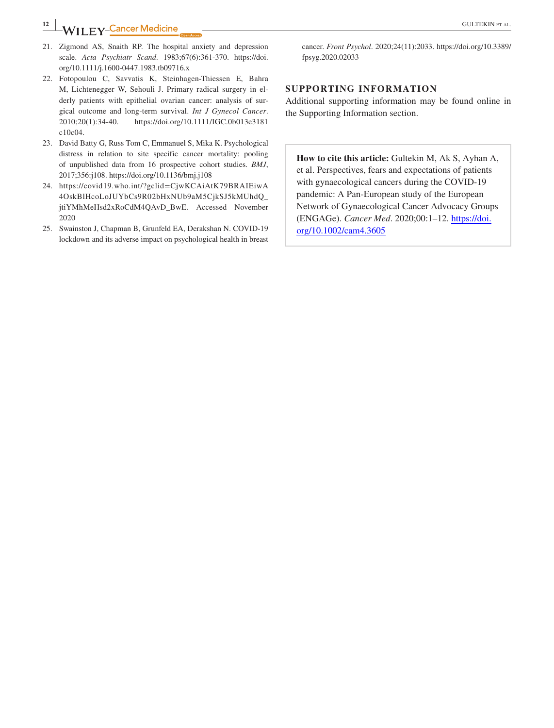21. Zigmond AS, Snaith RP. The hospital anxiety and depression scale. *Acta Psychiatr Scand*. 1983;67(6):361-370. https://doi.org/10.1111/j.1600-0447.1983.tb09716.x
22. Fotopoulou C, Savvatis K, Steinhagen-Thiessen E, Bahra M, Lichtenegger W, Sehouli J. Primary radical surgery in elderly patients with epithelial ovarian cancer: analysis of surgical outcome and long-term survival. *Int J Gynecol Cancer*. 2010;20(1):34-40. https://doi.org/10.1111/IGC.0b013e3181c10c04.
23. David Batty G, Russ Tom C, Emmanuel S, Mika K. Psychological distress in relation to site specific cancer mortality: pooling of unpublished data from 16 prospective cohort studies. *BMJ*, 2017;356:j108. https://doi.org/10.1136/bmj.j108
24. https://covid19.who.int/?gclid=CjwKCAiAtK79BRAIEiwA4OskBlHcoLoJUYbCs9R02bHxNUb9aM5CjkSJ5kMUhdQ_jtiYMhMeHsd2xRoCdM4QAvD_BwE. Accessed November 2020
25. Swainston J, Chapman B, Grunfeld EA, Derakshan N. COVID-19 lockdown and its adverse impact on psychological health in breast cancer. *Front Psychol*. 2020;24(11):2033. https://doi.org/10.3389/fpsyg.2020.02033

## SUPPORTING INFORMATION

Additional supporting information may be found online in the Supporting Information section.

**How to cite this article:** Gultekin M, Ak S, Ayhan A, et al. Perspectives, fears and expectations of patients with gynaecological cancers during the COVID-19 pandemic: A Pan-European study of the European Network of Gynaecological Cancer Advocacy Groups (ENGAGe). *Cancer Med*. 2020;00:1–12. https://doi.org/10.1002/cam4.3605